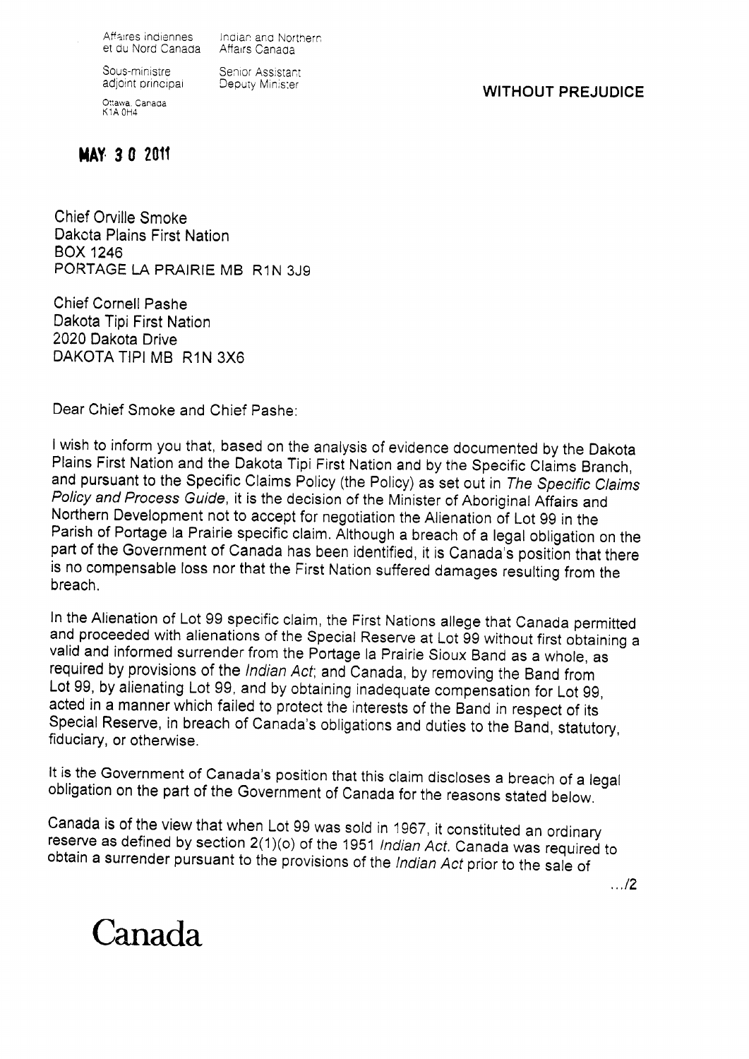Affaires indiennes et du Nord Canada | Indian and Northern Affairs Canada

Sous-ministre adjoint principal | Senior Assistant Deputy Minister

Ottawa, Canada K1A 0H4

**WITHOUT PREJUDICE**

**MAY 30 2011**

Chief Orville Smoke
Dakota Plains First Nation
BOX 1246
PORTAGE LA PRAIRIE MB R1N 3J9

Chief Cornell Pashe
Dakota Tipi First Nation
2020 Dakota Drive
DAKOTA TIPI MB R1N 3X6

Dear Chief Smoke and Chief Pashe:

I wish to inform you that, based on the analysis of evidence documented by the Dakota Plains First Nation and the Dakota Tipi First Nation and by the Specific Claims Branch, and pursuant to the Specific Claims Policy (the Policy) as set out in *The Specific Claims Policy and Process Guide*, it is the decision of the Minister of Aboriginal Affairs and Northern Development not to accept for negotiation the Alienation of Lot 99 in the Parish of Portage la Prairie specific claim. Although a breach of a legal obligation on the part of the Government of Canada has been identified, it is Canada's position that there is no compensable loss nor that the First Nation suffered damages resulting from the breach.

In the Alienation of Lot 99 specific claim, the First Nations allege that Canada permitted and proceeded with alienations of the Special Reserve at Lot 99 without first obtaining a valid and informed surrender from the Portage la Prairie Sioux Band as a whole, as required by provisions of the *Indian Act*; and Canada, by removing the Band from Lot 99, by alienating Lot 99, and by obtaining inadequate compensation for Lot 99, acted in a manner which failed to protect the interests of the Band in respect of its Special Reserve, in breach of Canada's obligations and duties to the Band, statutory, fiduciary, or otherwise.

It is the Government of Canada's position that this claim discloses a breach of a legal obligation on the part of the Government of Canada for the reasons stated below.

Canada is of the view that when Lot 99 was sold in 1967, it constituted an ordinary reserve as defined by section 2(1)(o) of the 1951 *Indian Act*. Canada was required to obtain a surrender pursuant to the provisions of the *Indian Act* prior to the sale of

.../2

Canada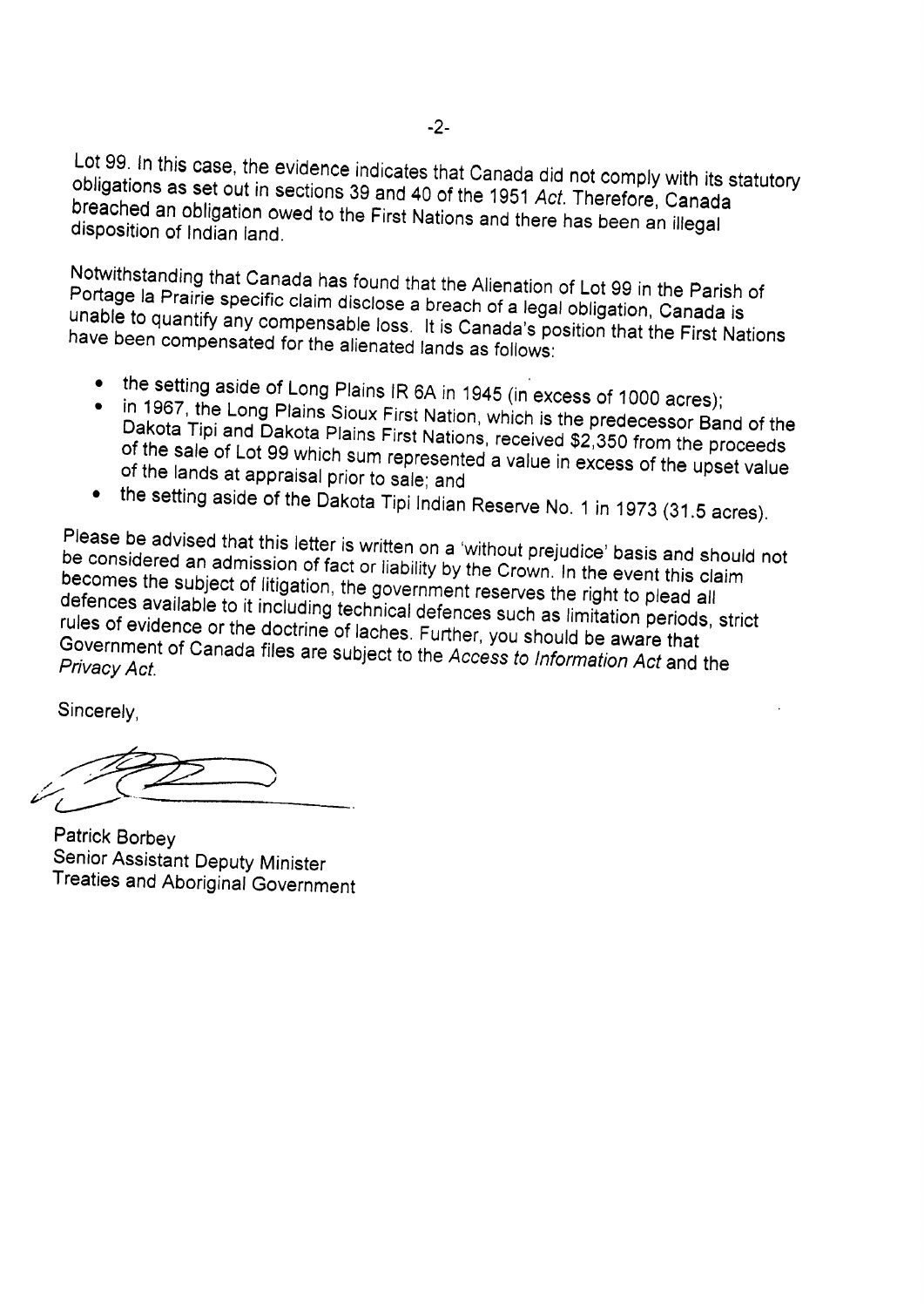Lot 99. In this case, the evidence indicates that Canada did not comply with its statutory obligations as set out in sections 39 and 40 of the 1951 *Act*. Therefore, Canada breached an obligation owed to the First Nations and there has been an illegal disposition of Indian land.

Notwithstanding that Canada has found that the Alienation of Lot 99 in the Parish of Portage la Prairie specific claim disclose a breach of a legal obligation, Canada is unable to quantify any compensable loss. It is Canada's position that the First Nations have been compensated for the alienated lands as follows:

- the setting aside of Long Plains IR 6A in 1945 (in excess of 1000 acres);
- in 1967, the Long Plains Sioux First Nation, which is the predecessor Band of the Dakota Tipi and Dakota Plains First Nations, received $2,350 from the proceeds of the sale of Lot 99 which sum represented a value in excess of the upset value of the lands at appraisal prior to sale; and
- the setting aside of the Dakota Tipi Indian Reserve No. 1 in 1973 (31.5 acres).

Please be advised that this letter is written on a 'without prejudice' basis and should not be considered an admission of fact or liability by the Crown. In the event this claim becomes the subject of litigation, the government reserves the right to plead all defences available to it including technical defences such as limitation periods, strict rules of evidence or the doctrine of laches. Further, you should be aware that Government of Canada files are subject to the *Access to Information Act* and the *Privacy Act*.

Sincerely,

Patrick Borbey
Senior Assistant Deputy Minister
Treaties and Aboriginal Government